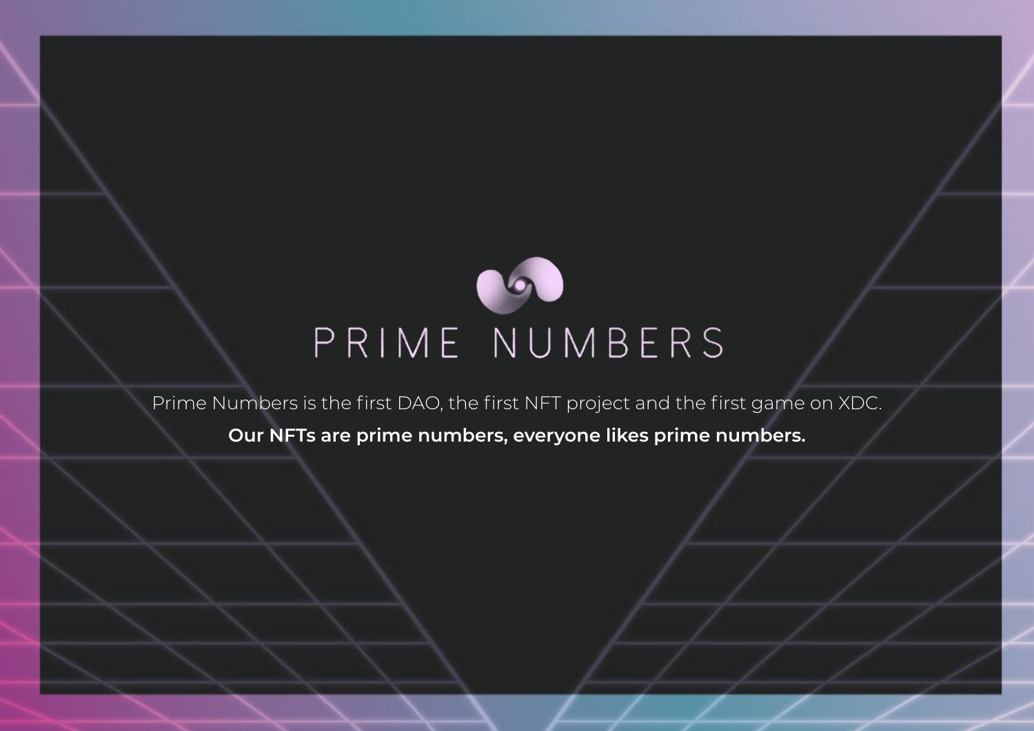# PRIME NUMBERS

Prime Numbers is the first DAO, the first NFT project and the first game on XDC.

**Our NFTs are prime numbers, everyone likes prime numbers.**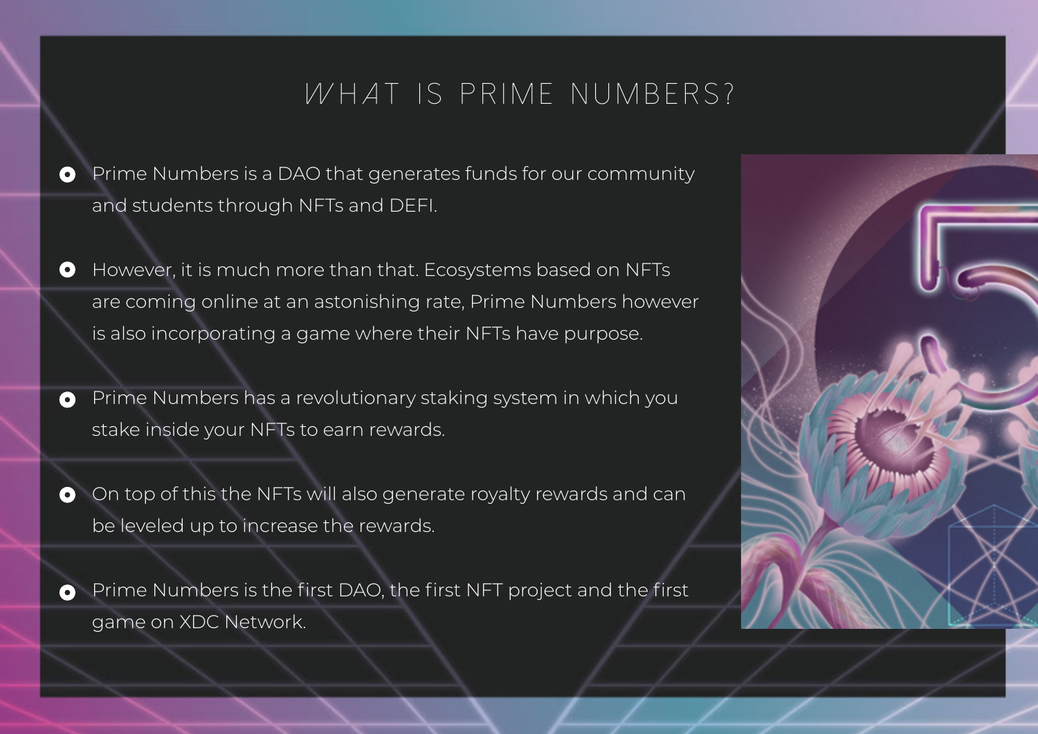# WHAT IS PRIME NUMBERS?

- Prime Numbers is a DAO that generates funds for our community and students through NFTs and DEFI.
- However, it is much more than that. Ecosystems based on NFTs are coming online at an astonishing rate, Prime Numbers however is also incorporating a game where their NFTs have purpose.
- Prime Numbers has a revolutionary staking system in which you stake inside your NFTs to earn rewards.
- On top of this the NFTs will also generate royalty rewards and can be leveled up to increase the rewards.
- Prime Numbers is the first DAO, the first NFT project and the first game on XDC Network.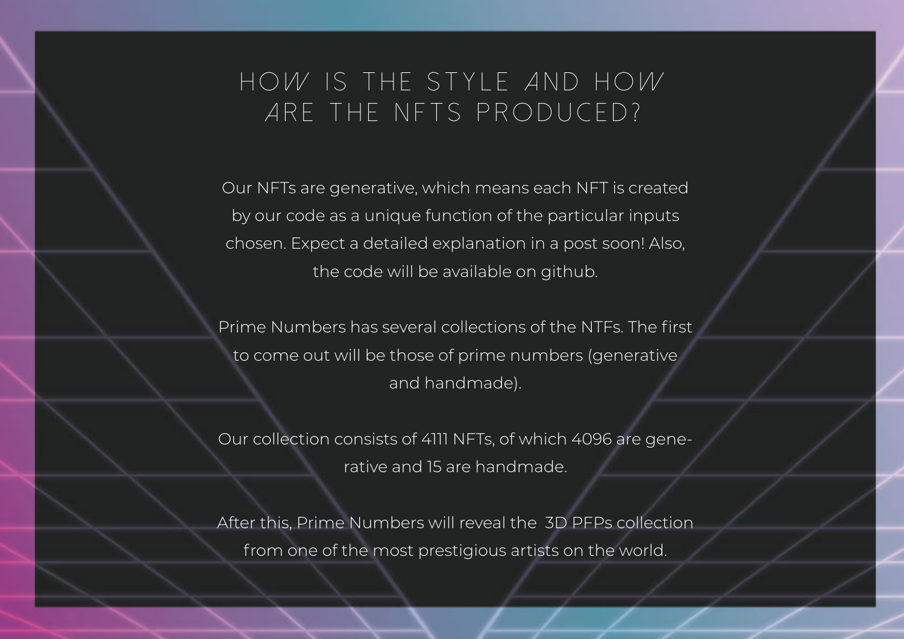# HOW IS THE STYLE AND HOW ARE THE NFTS PRODUCED?

Our NFTs are generative, which means each NFT is created by our code as a unique function of the particular inputs chosen. Expect a detailed explanation in a post soon! Also, the code will be available on github.

Prime Numbers has several collections of the NTFs. The first to come out will be those of prime numbers (generative and handmade).

Our collection consists of 4111 NFTs, of which 4096 are generative and 15 are handmade.

After this, Prime Numbers will reveal the 3D PFPs collection from one of the most prestigious artists on the world.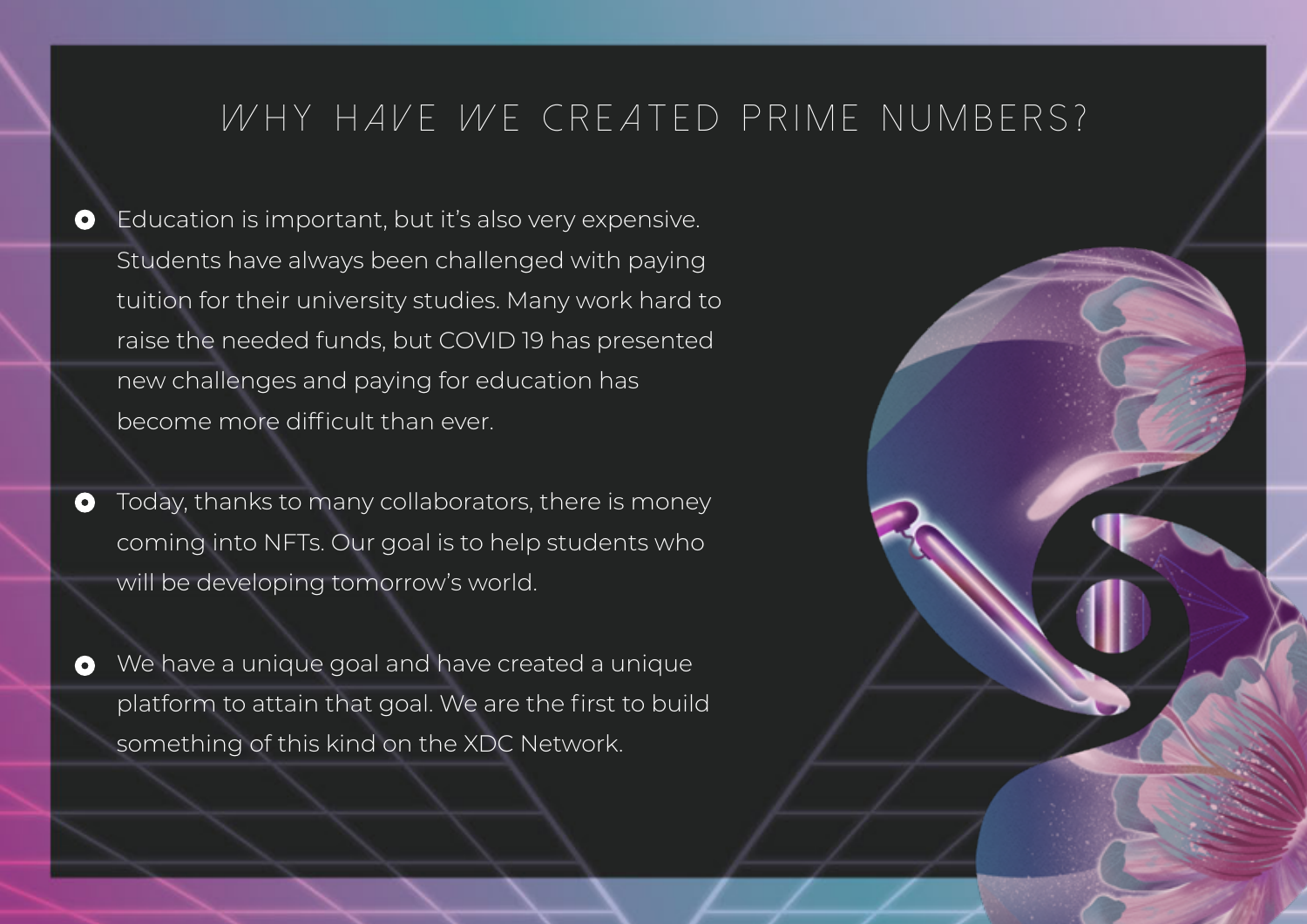# WHY HAVE WE CREATED PRIME NUMBERS?

- Education is important, but it's also very expensive. Students have always been challenged with paying tuition for their university studies. Many work hard to raise the needed funds, but COVID 19 has presented new challenges and paying for education has become more difficult than ever.

- Today, thanks to many collaborators, there is money coming into NFTs. Our goal is to help students who will be developing tomorrow's world.

- We have a unique goal and have created a unique platform to attain that goal. We are the first to build something of this kind on the XDC Network.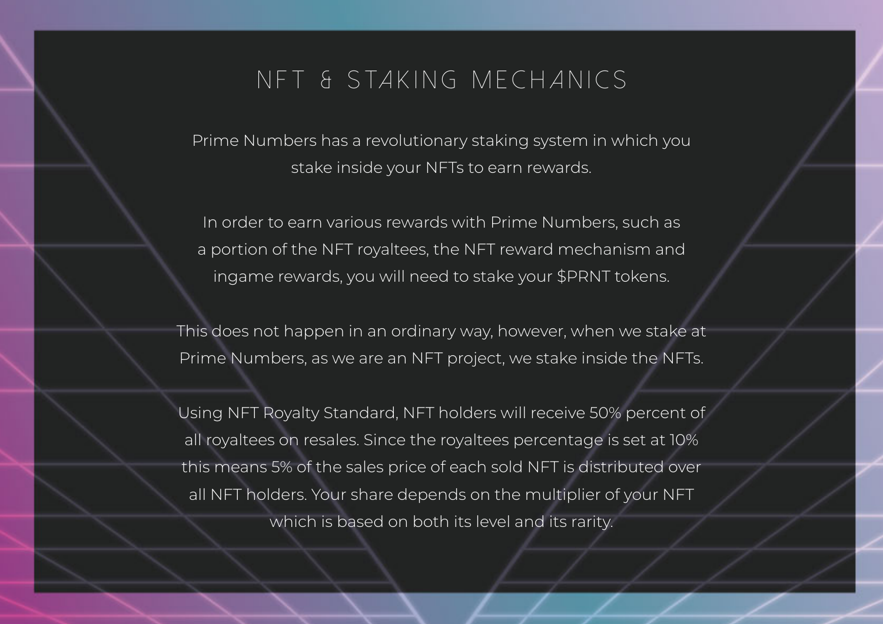# NFT & STAKING MECHANICS

Prime Numbers has a revolutionary staking system in which you stake inside your NFTs to earn rewards.

In order to earn various rewards with Prime Numbers, such as a portion of the NFT royaltees, the NFT reward mechanism and ingame rewards, you will need to stake your $PRNT tokens.

This does not happen in an ordinary way, however, when we stake at Prime Numbers, as we are an NFT project, we stake inside the NFTs.

Using NFT Royalty Standard, NFT holders will receive 50% percent of all royaltees on resales. Since the royaltees percentage is set at 10% this means 5% of the sales price of each sold NFT is distributed over all NFT holders. Your share depends on the multiplier of your NFT which is based on both its level and its rarity.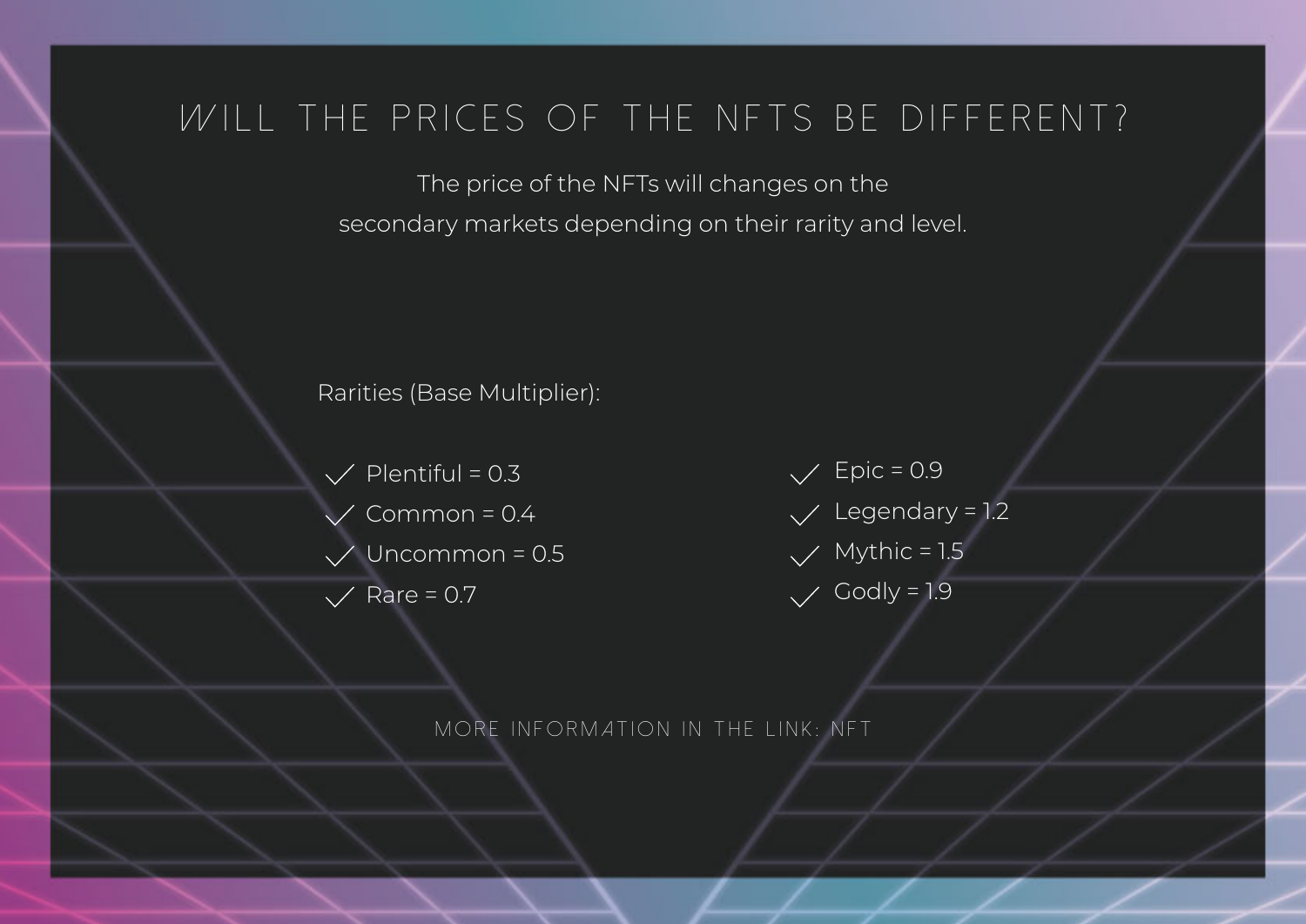# WILL THE PRICES OF THE NFTS BE DIFFERENT?

The price of the NFTs will changes on the secondary markets depending on their rarity and level.

Rarities (Base Multiplier):

- Plentiful = 0.3
- Common = 0.4
- Uncommon = 0.5
- Rare = 0.7
- Epic = 0.9
- Legendary = 1.2
- Mythic = 1.5
- Godly = 1.9

MORE INFORMATION IN THE LINK: NFT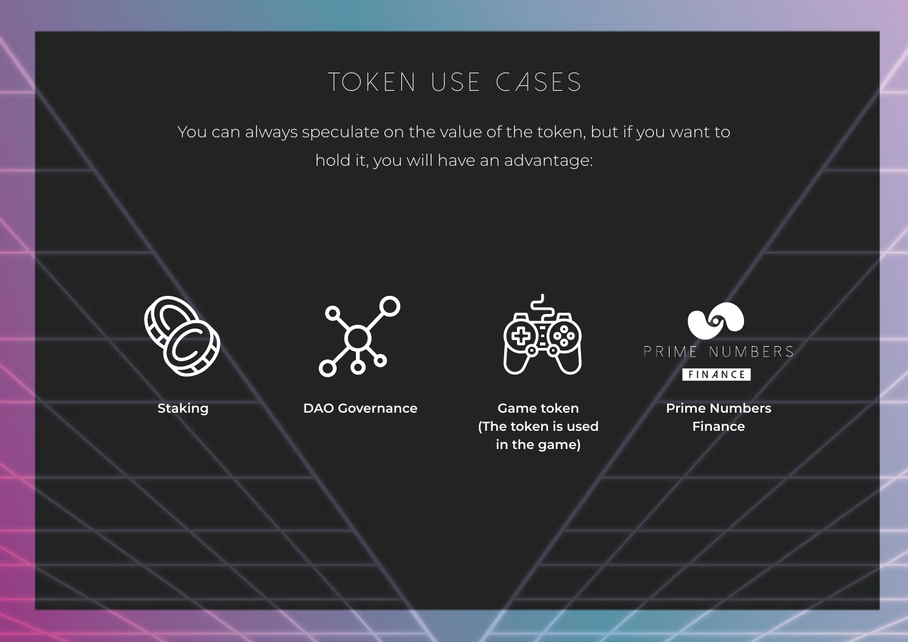# TOKEN USE CASES

You can always speculate on the value of the token, but if you want to hold it, you will have an advantage:

- **Staking**
- **DAO Governance**
- **Game token (The token is used in the game)**
- **Prime Numbers Finance**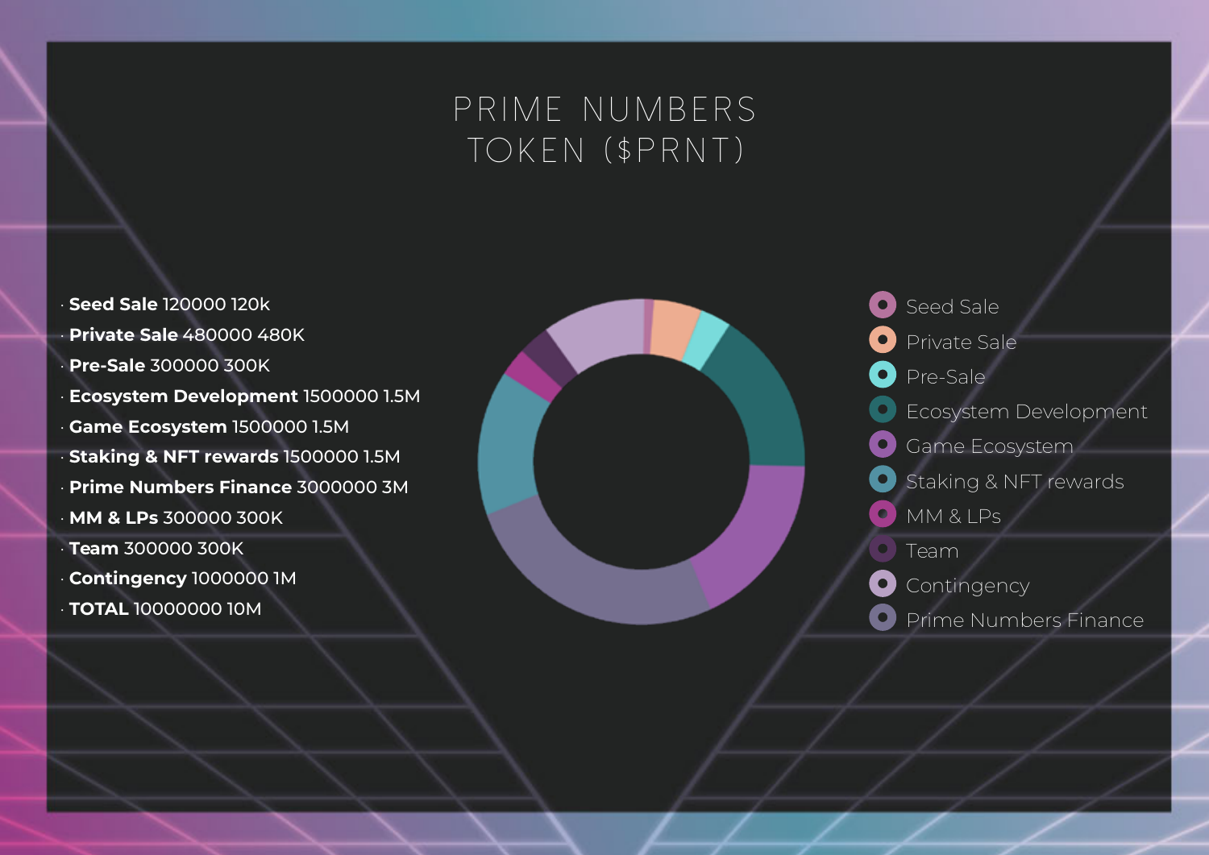# PRIME NUMBERS TOKEN ($PRNT)

- **Seed Sale** 120000 120k
- **Private Sale** 480000 480K
- **Pre-Sale** 300000 300K
- **Ecosystem Development** 1500000 1.5M
- **Game Ecosystem** 1500000 1.5M
- **Staking & NFT rewards** 1500000 1.5M
- **Prime Numbers Finance** 3000000 3M
- **MM & LPs** 300000 300K
- **Team** 300000 300K
- **Contingency** 1000000 1M
- **TOTAL** 10000000 10M

Seed Sale
Private Sale
Pre-Sale
Ecosystem Development
Game Ecosystem
Staking & NFT rewards
MM & LPs
Team
Contingency
Prime Numbers Finance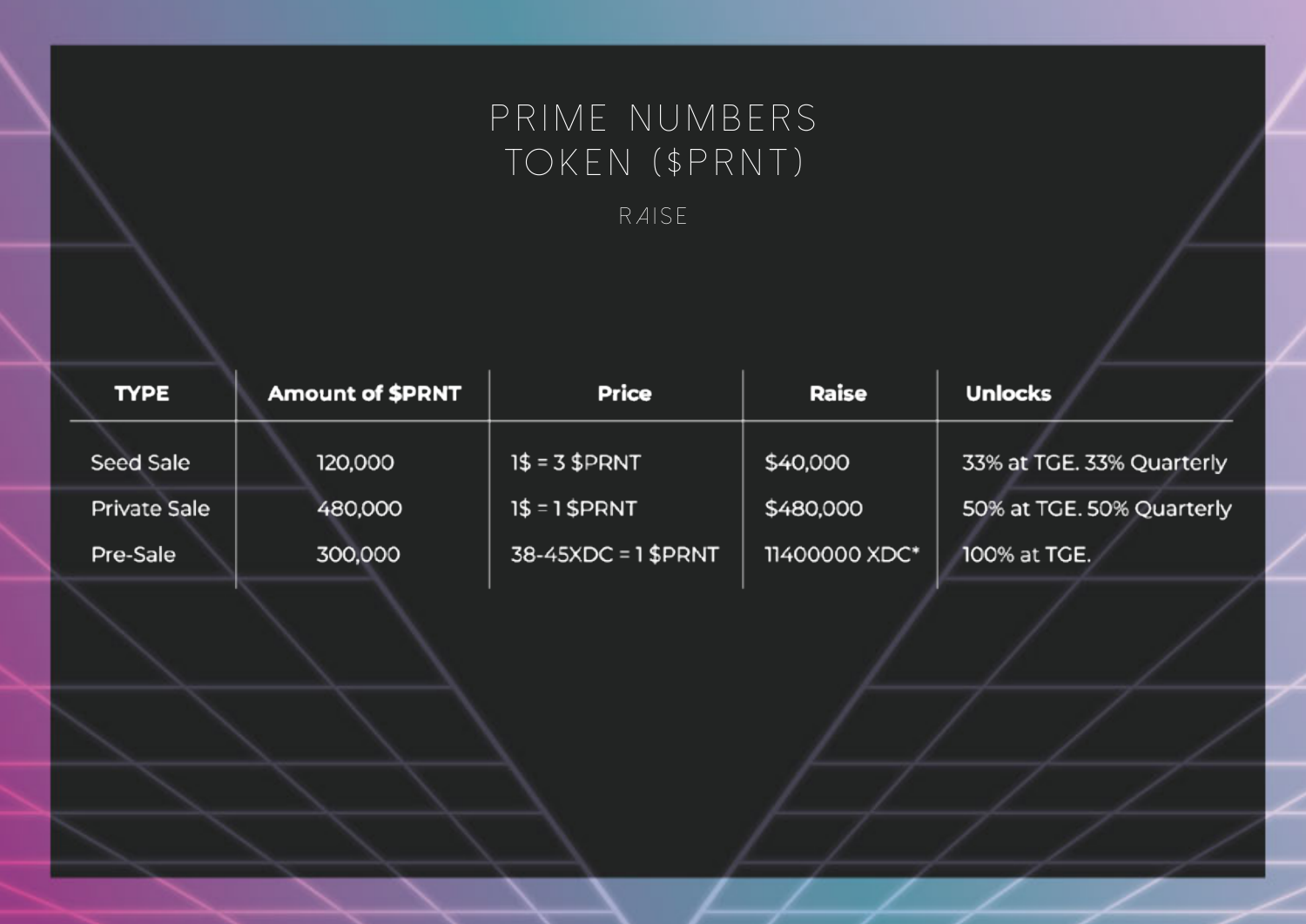# PRIME NUMBERS TOKEN ($PRNT)

## RAISE

| TYPE | Amount of $PRNT | Price | Raise | Unlocks |
|---|---|---|---|---|
| Seed Sale | 120,000 | 1$ = 3 $PRNT | $40,000 | 33% at TGE. 33% Quarterly |
| Private Sale | 480,000 | 1$ = 1 $PRNT | $480,000 | 50% at TGE. 50% Quarterly |
| Pre-Sale | 300,000 | 38-45XDC = 1 $PRNT | 11400000 XDC* | 100% at TGE. |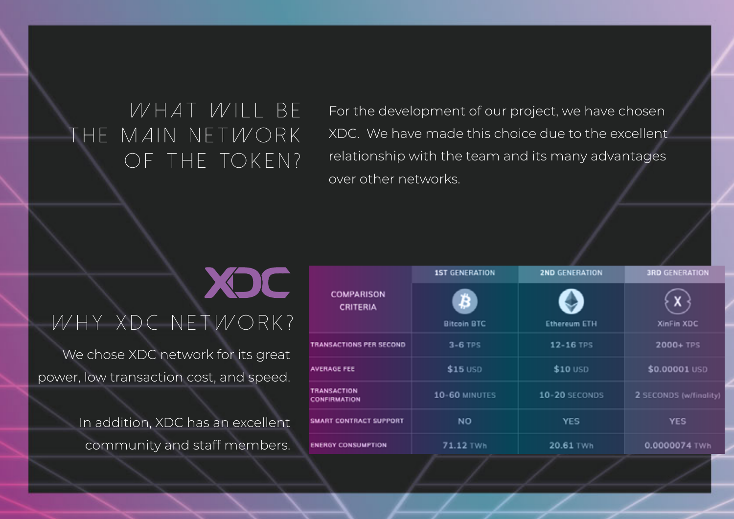## WHAT WILL BE THE MAIN NETWORK OF THE TOKEN?

For the development of our project, we have chosen XDC. We have made this choice due to the excellent relationship with the team and its many advantages over other networks.

XDC

## WHY XDC NETWORK?

We chose XDC network for its great power, low transaction cost, and speed.

In addition, XDC has an excellent community and staff members.

| COMPARISON CRITERIA | 1ST GENERATION<br>Bitcoin BTC | 2ND GENERATION<br>Ethereum ETH | 3RD GENERATION<br>XinFin XDC |
|---|---|---|---|
| TRANSACTIONS PER SECOND | 3-6 TPS | 12-16 TPS | 2000+ TPS |
| AVERAGE FEE | $15 USD | $10 USD | $0.00001 USD |
| TRANSACTION CONFIRMATION | 10-60 MINUTES | 10-20 SECONDS | 2 SECONDS (w/finality) |
| SMART CONTRACT SUPPORT | NO | YES | YES |
| ENERGY CONSUMPTION | 71.12 TWh | 20.61 TWh | 0.0000074 TWh |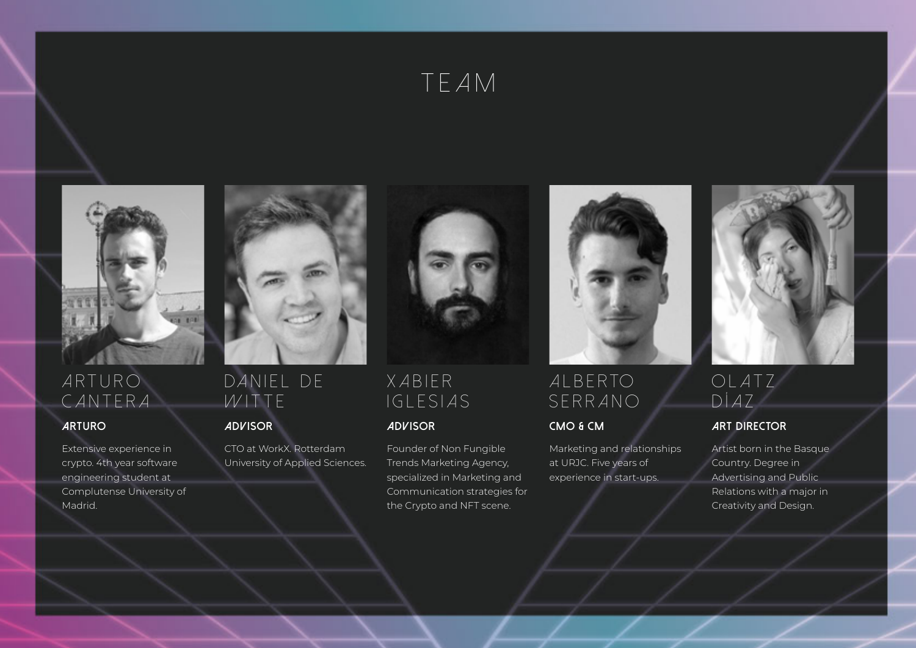# TEAM

### ARTURO CANTERA

**ARTURO**

Extensive experience in crypto. 4th year software engineering student at Complutense University of Madrid.

### DANIEL DE WITTE

**ADVISOR**

CTO at WorkX. Rotterdam University of Applied Sciences.

### XABIER IGLESIAS

**ADVISOR**

Founder of Non Fungible Trends Marketing Agency, specialized in Marketing and Communication strategies for the Crypto and NFT scene.

### ALBERTO SERRANO

**CMO & CM**

Marketing and relationships at URJC. Five years of experience in start-ups.

### OLATZ DÍAZ

**ART DIRECTOR**

Artist born in the Basque Country. Degree in Advertising and Public Relations with a major in Creativity and Design.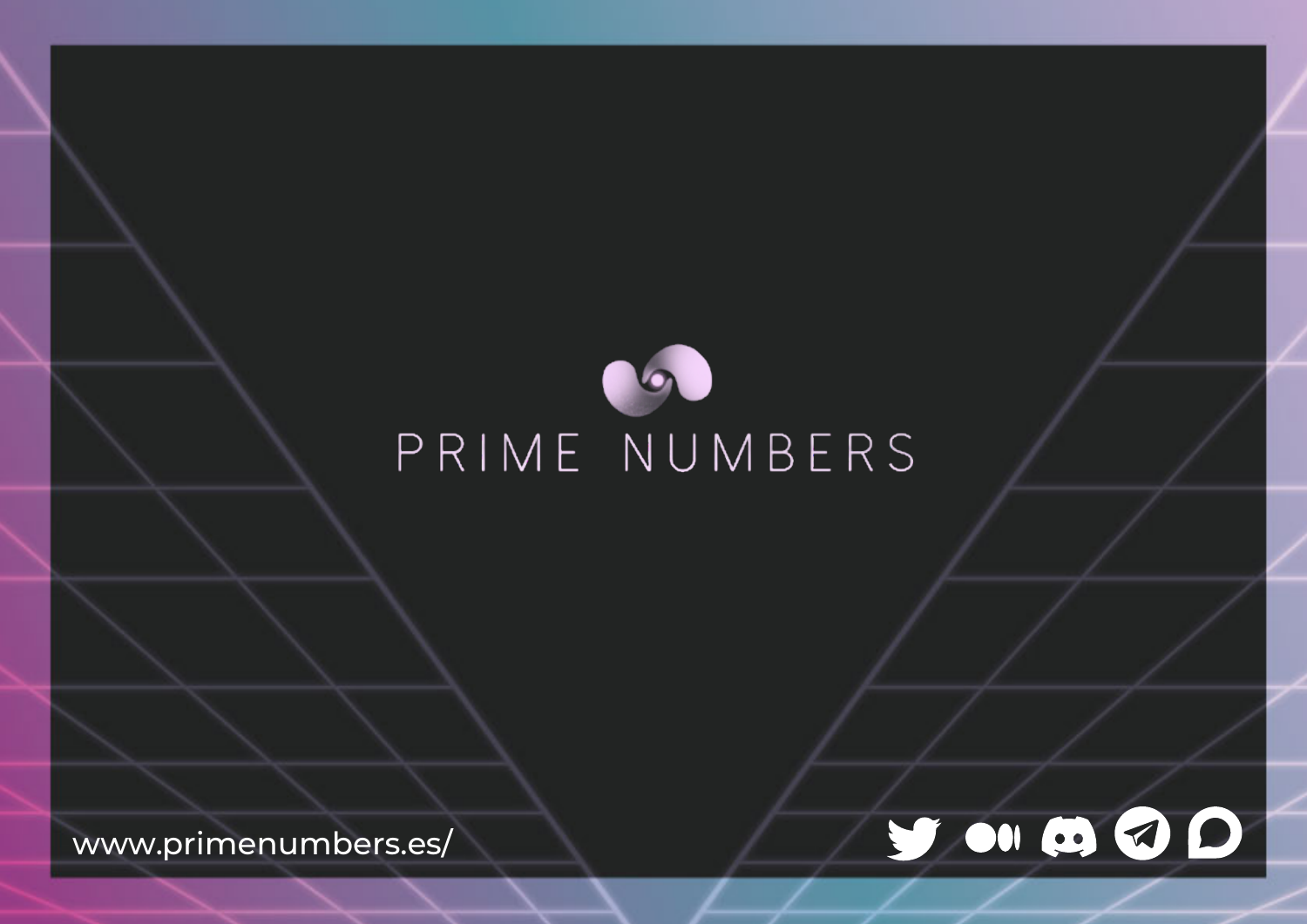PRIME NUMBERS

www.primenumbers.es/